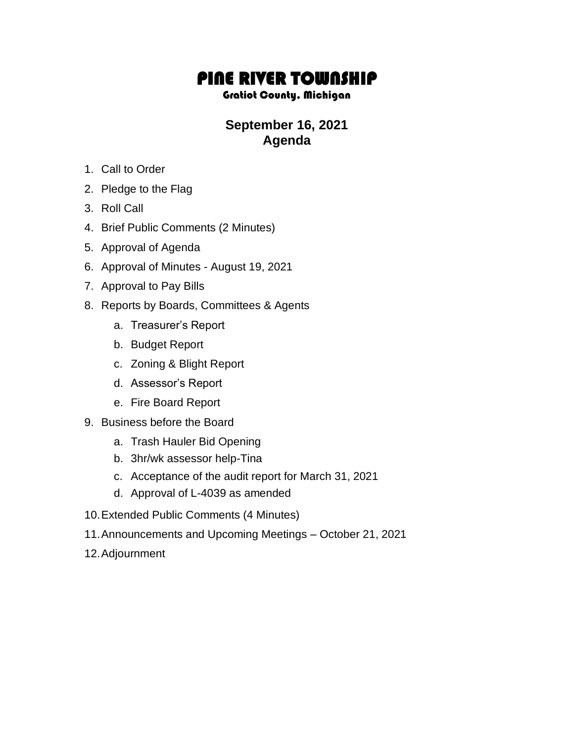# PINE RIVER TOWNSHIP

### Gratiot County, Michigan

## September 16, 2021
## Agenda

1. Call to Order
2. Pledge to the Flag
3. Roll Call
4. Brief Public Comments (2 Minutes)
5. Approval of Agenda
6. Approval of Minutes - August 19, 2021
7. Approval to Pay Bills
8. Reports by Boards, Committees & Agents
    a. Treasurer's Report
    b. Budget Report
    c. Zoning & Blight Report
    d. Assessor's Report
    e. Fire Board Report
9. Business before the Board
    a. Trash Hauler Bid Opening
    b. 3hr/wk assessor help-Tina
    c. Acceptance of the audit report for March 31, 2021
    d. Approval of L-4039 as amended
10. Extended Public Comments (4 Minutes)
11. Announcements and Upcoming Meetings – October 21, 2021
12. Adjournment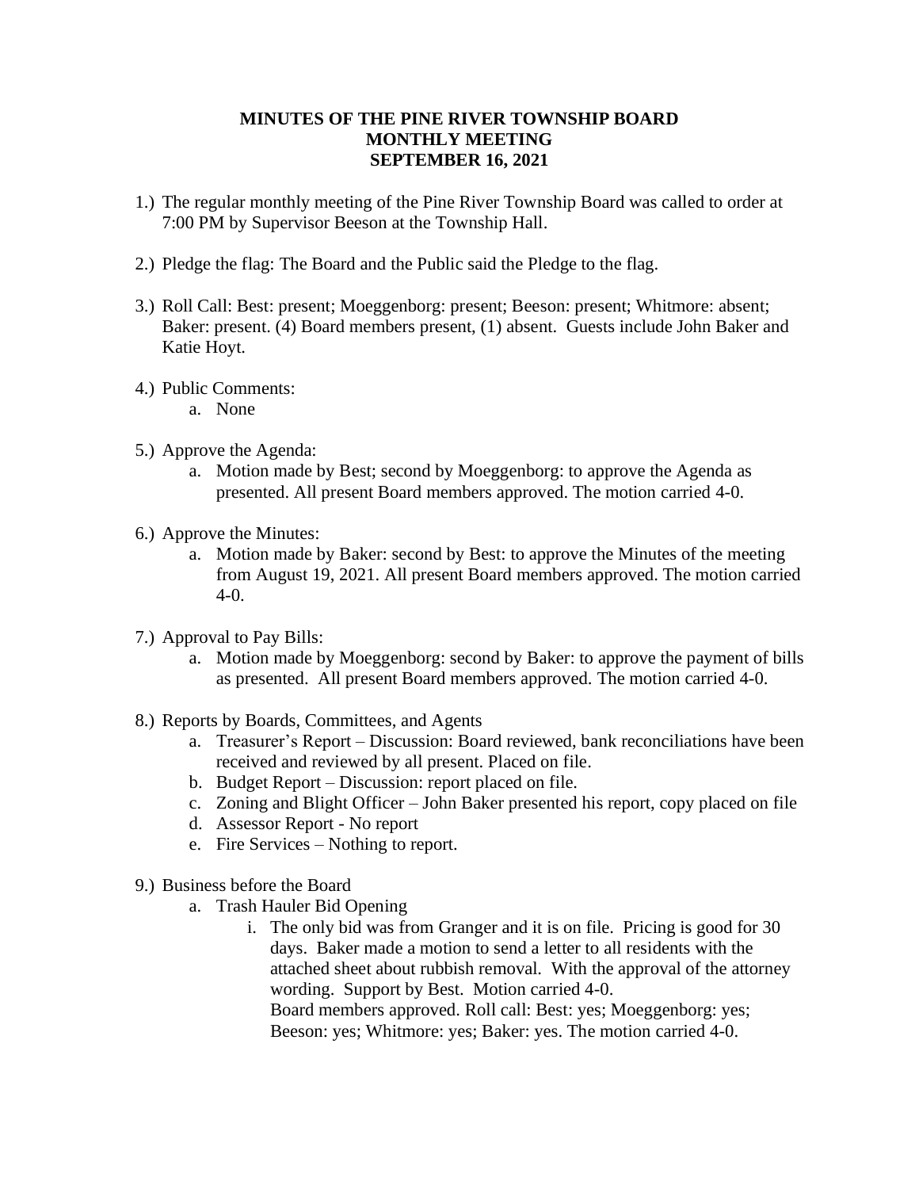**MINUTES OF THE PINE RIVER TOWNSHIP BOARD**
**MONTHLY MEETING**
**SEPTEMBER 16, 2021**

1.) The regular monthly meeting of the Pine River Township Board was called to order at 7:00 PM by Supervisor Beeson at the Township Hall.

2.) Pledge the flag: The Board and the Public said the Pledge to the flag.

3.) Roll Call: Best: present; Moeggenborg: present; Beeson: present; Whitmore: absent; Baker: present. (4) Board members present, (1) absent. Guests include John Baker and Katie Hoyt.

4.) Public Comments:
   a. None

5.) Approve the Agenda:
   a. Motion made by Best; second by Moeggenborg: to approve the Agenda as presented. All present Board members approved. The motion carried 4-0.

6.) Approve the Minutes:
   a. Motion made by Baker: second by Best: to approve the Minutes of the meeting from August 19, 2021. All present Board members approved. The motion carried 4-0.

7.) Approval to Pay Bills:
   a. Motion made by Moeggenborg: second by Baker: to approve the payment of bills as presented. All present Board members approved. The motion carried 4-0.

8.) Reports by Boards, Committees, and Agents
   a. Treasurer's Report – Discussion: Board reviewed, bank reconciliations have been received and reviewed by all present. Placed on file.
   b. Budget Report – Discussion: report placed on file.
   c. Zoning and Blight Officer – John Baker presented his report, copy placed on file
   d. Assessor Report - No report
   e. Fire Services – Nothing to report.

9.) Business before the Board
   a. Trash Hauler Bid Opening
      i. The only bid was from Granger and it is on file. Pricing is good for 30 days. Baker made a motion to send a letter to all residents with the attached sheet about rubbish removal. With the approval of the attorney wording. Support by Best. Motion carried 4-0.
      Board members approved. Roll call: Best: yes; Moeggenborg: yes; Beeson: yes; Whitmore: yes; Baker: yes. The motion carried 4-0.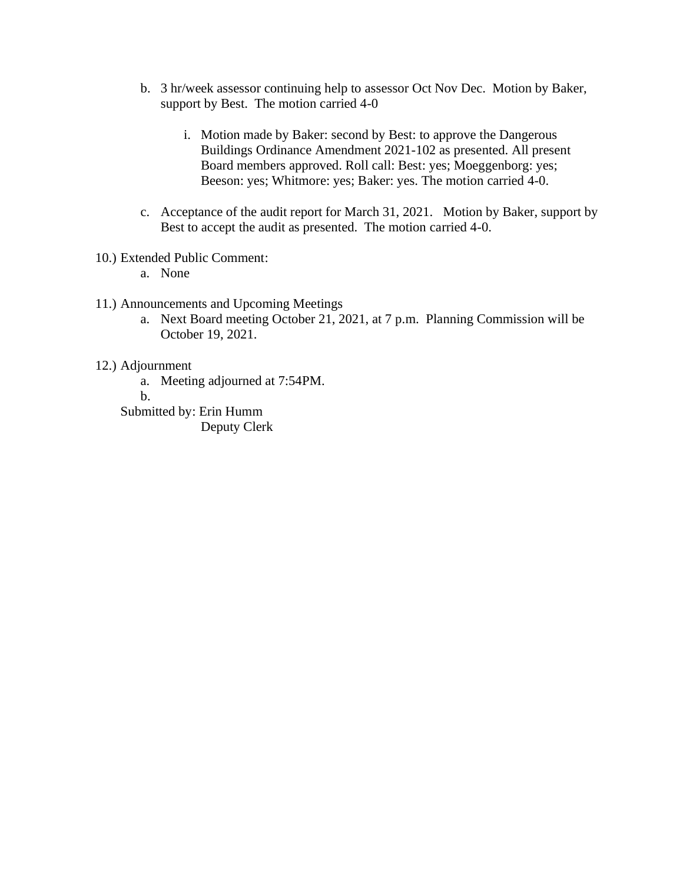b. 3 hr/week assessor continuing help to assessor Oct Nov Dec. Motion by Baker, support by Best. The motion carried 4-0

   i. Motion made by Baker: second by Best: to approve the Dangerous Buildings Ordinance Amendment 2021-102 as presented. All present Board members approved. Roll call: Best: yes; Moeggenborg: yes; Beeson: yes; Whitmore: yes; Baker: yes. The motion carried 4-0.

c. Acceptance of the audit report for March 31, 2021. Motion by Baker, support by Best to accept the audit as presented. The motion carried 4-0.

10.) Extended Public Comment:

   a. None

11.) Announcements and Upcoming Meetings

   a. Next Board meeting October 21, 2021, at 7 p.m. Planning Commission will be October 19, 2021.

12.) Adjournment

   a. Meeting adjourned at 7:54PM.
   b.

Submitted by: Erin Humm
Deputy Clerk